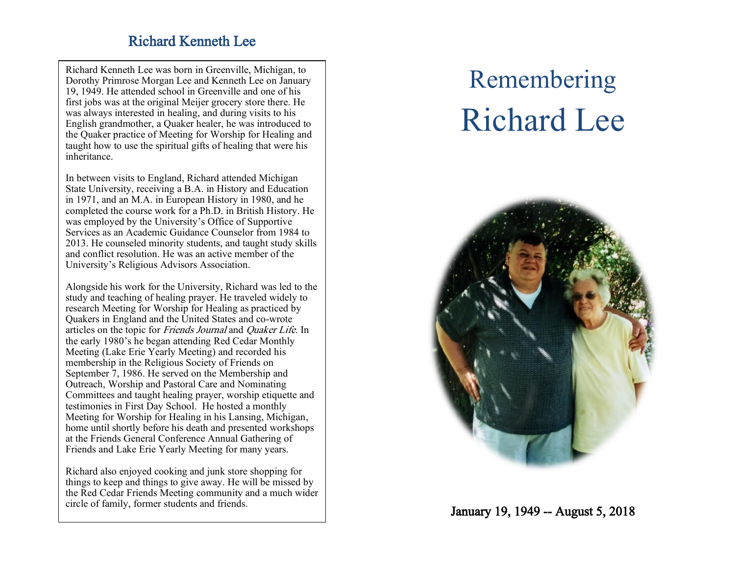## Richard Kenneth Lee

Richard Kenneth Lee was born in Greenville, Michigan, to Dorothy Primrose Morgan Lee and Kenneth Lee on January 19, 1949. He attended school in Greenville and one of his first jobs was at the original Meijer grocery store there. He was always interested in healing, and during visits to his English grandmother, a Quaker healer, he was introduced to the Quaker practice of Meeting for Worship for Healing and taught how to use the spiritual gifts of healing that were his inheritance.

In between visits to England, Richard attended Michigan State University, receiving a B.A. in History and Education in 1971, and an M.A. in European History in 1980, and he completed the course work for a Ph.D. in British History. He was employed by the University's Office of Supportive Services as an Academic Guidance Counselor from 1984 to 2013. He counseled minority students, and taught study skills and conflict resolution. He was an active member of the University's Religious Advisors Association.

Alongside his work for the University, Richard was led to the study and teaching of healing prayer. He traveled widely to research Meeting for Worship for Healing as practiced by Quakers in England and the United States and co-wrote articles on the topic for *Friends Journal* and *Quaker Life*. In the early 1980's he began attending Red Cedar Monthly Meeting (Lake Erie Yearly Meeting) and recorded his membership in the Religious Society of Friends on September 7, 1986. He served on the Membership and Outreach, Worship and Pastoral Care and Nominating Committees and taught healing prayer, worship etiquette and testimonies in First Day School. He hosted a monthly Meeting for Worship for Healing in his Lansing, Michigan, home until shortly before his death and presented workshops at the Friends General Conference Annual Gathering of Friends and Lake Erie Yearly Meeting for many years.

Richard also enjoyed cooking and junk store shopping for things to keep and things to give away. He will be missed by the Red Cedar Friends Meeting community and a much wider circle of family, former students and friends.

# Remembering
# Richard Lee

January 19, 1949 -- August 5, 2018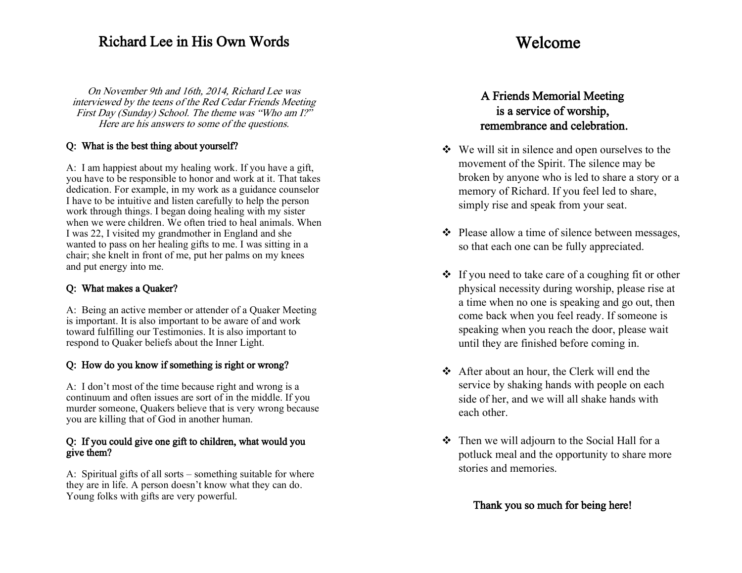# Richard Lee in His Own Words

*On November 9th and 16th, 2014, Richard Lee was interviewed by the teens of the Red Cedar Friends Meeting First Day (Sunday) School. The theme was "Who am I?" Here are his answers to some of the questions.*

**Q: What is the best thing about yourself?**

A: I am happiest about my healing work. If you have a gift, you have to be responsible to honor and work at it. That takes dedication. For example, in my work as a guidance counselor I have to be intuitive and listen carefully to help the person work through things. I began doing healing with my sister when we were children. We often tried to heal animals. When I was 22, I visited my grandmother in England and she wanted to pass on her healing gifts to me. I was sitting in a chair; she knelt in front of me, put her palms on my knees and put energy into me.

**Q: What makes a Quaker?**

A: Being an active member or attender of a Quaker Meeting is important. It is also important to be aware of and work toward fulfilling our Testimonies. It is also important to respond to Quaker beliefs about the Inner Light.

**Q: How do you know if something is right or wrong?**

A: I don't most of the time because right and wrong is a continuum and often issues are sort of in the middle. If you murder someone, Quakers believe that is very wrong because you are killing that of God in another human.

**Q: If you could give one gift to children, what would you give them?**

A: Spiritual gifts of all sorts – something suitable for where they are in life. A person doesn't know what they can do. Young folks with gifts are very powerful.

# Welcome

**A Friends Memorial Meeting is a service of worship, remembrance and celebration.**

- We will sit in silence and open ourselves to the movement of the Spirit. The silence may be broken by anyone who is led to share a story or a memory of Richard. If you feel led to share, simply rise and speak from your seat.
- Please allow a time of silence between messages, so that each one can be fully appreciated.
- If you need to take care of a coughing fit or other physical necessity during worship, please rise at a time when no one is speaking and go out, then come back when you feel ready. If someone is speaking when you reach the door, please wait until they are finished before coming in.
- After about an hour, the Clerk will end the service by shaking hands with people on each side of her, and we will all shake hands with each other.
- Then we will adjourn to the Social Hall for a potluck meal and the opportunity to share more stories and memories.

**Thank you so much for being here!**